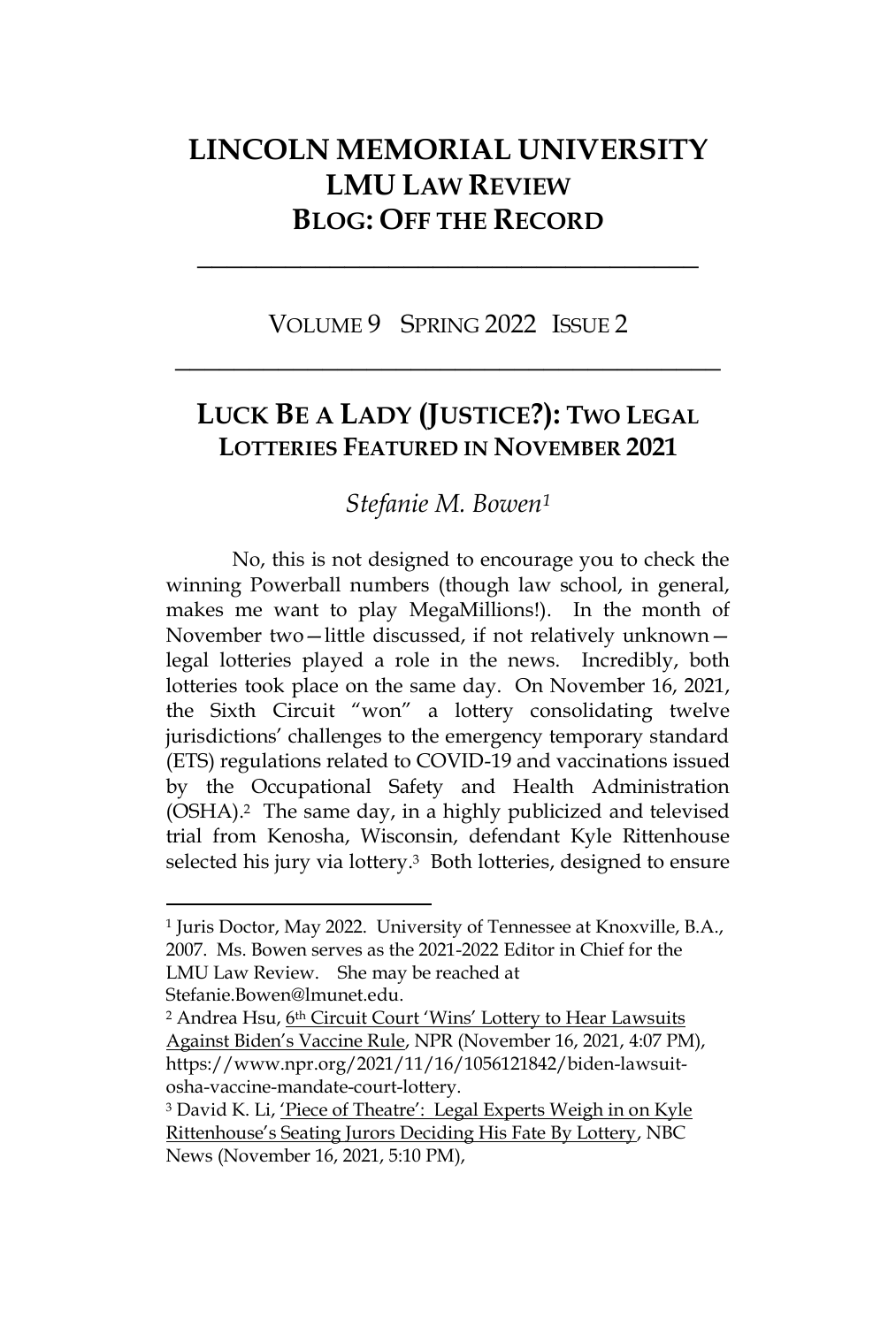# LINCOLN MEMORIAL UNIVERSITY
## LMU LAW REVIEW
## BLOG: OFF THE RECORD

---

VOLUME 9 SPRING 2022 ISSUE 2

---

## LUCK BE A LADY (JUSTICE?): TWO LEGAL LOTTERIES FEATURED IN NOVEMBER 2021

*Stefanie M. Bowen*[1]

No, this is not designed to encourage you to check the winning Powerball numbers (though law school, in general, makes me want to play MegaMillions!). In the month of November two—little discussed, if not relatively unknown—legal lotteries played a role in the news. Incredibly, both lotteries took place on the same day. On November 16, 2021, the Sixth Circuit "won" a lottery consolidating twelve jurisdictions' challenges to the emergency temporary standard (ETS) regulations related to COVID-19 and vaccinations issued by the Occupational Safety and Health Administration (OSHA).[2] The same day, in a highly publicized and televised trial from Kenosha, Wisconsin, defendant Kyle Rittenhouse selected his jury via lottery.[3] Both lotteries, designed to ensure

---

[1] Juris Doctor, May 2022. University of Tennessee at Knoxville, B.A., 2007. Ms. Bowen serves as the 2021-2022 Editor in Chief for the LMU Law Review. She may be reached at Stefanie.Bowen@lmunet.edu.

[2] Andrea Hsu, 6th Circuit Court 'Wins' Lottery to Hear Lawsuits Against Biden's Vaccine Rule, NPR (November 16, 2021, 4:07 PM), https://www.npr.org/2021/11/16/1056121842/biden-lawsuit-osha-vaccine-mandate-court-lottery.

[3] David K. Li, 'Piece of Theatre': Legal Experts Weigh in on Kyle Rittenhouse's Seating Jurors Deciding His Fate By Lottery, NBC News (November 16, 2021, 5:10 PM),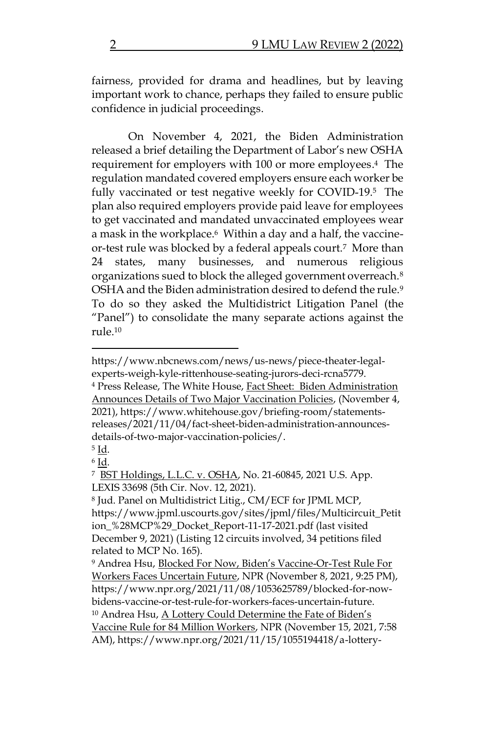fairness, provided for drama and headlines, but by leaving important work to chance, perhaps they failed to ensure public confidence in judicial proceedings.

On November 4, 2021, the Biden Administration released a brief detailing the Department of Labor's new OSHA requirement for employers with 100 or more employees.[4] The regulation mandated covered employers ensure each worker be fully vaccinated or test negative weekly for COVID-19.[5] The plan also required employers provide paid leave for employees to get vaccinated and mandated unvaccinated employees wear a mask in the workplace.[6] Within a day and a half, the vaccine-or-test rule was blocked by a federal appeals court.[7] More than 24 states, many businesses, and numerous religious organizations sued to block the alleged government overreach.[8] OSHA and the Biden administration desired to defend the rule.[9] To do so they asked the Multidistrict Litigation Panel (the "Panel") to consolidate the many separate actions against the rule.[10]

---

https://www.nbcnews.com/news/us-news/piece-theater-legal-experts-weigh-kyle-rittenhouse-seating-jurors-deci-rcna5779.

[4] Press Release, The White House, Fact Sheet: Biden Administration Announces Details of Two Major Vaccination Policies, (November 4, 2021), https://www.whitehouse.gov/briefing-room/statements-releases/2021/11/04/fact-sheet-biden-administration-announces-details-of-two-major-vaccination-policies/.

[5] Id.

[6] Id.

[7] BST Holdings, L.L.C. v. OSHA, No. 21-60845, 2021 U.S. App. LEXIS 33698 (5th Cir. Nov. 12, 2021).

[8] Jud. Panel on Multidistrict Litig., CM/ECF for JPML MCP, https://www.jpml.uscourts.gov/sites/jpml/files/Multicircuit_Petition_%28MCP%29_Docket_Report-11-17-2021.pdf (last visited December 9, 2021) (Listing 12 circuits involved, 34 petitions filed related to MCP No. 165).

[9] Andrea Hsu, Blocked For Now, Biden's Vaccine-Or-Test Rule For Workers Faces Uncertain Future, NPR (November 8, 2021, 9:25 PM), https://www.npr.org/2021/11/08/1053625789/blocked-for-now-bidens-vaccine-or-test-rule-for-workers-faces-uncertain-future.

[10] Andrea Hsu, A Lottery Could Determine the Fate of Biden's Vaccine Rule for 84 Million Workers, NPR (November 15, 2021, 7:58 AM), https://www.npr.org/2021/11/15/1055194418/a-lottery-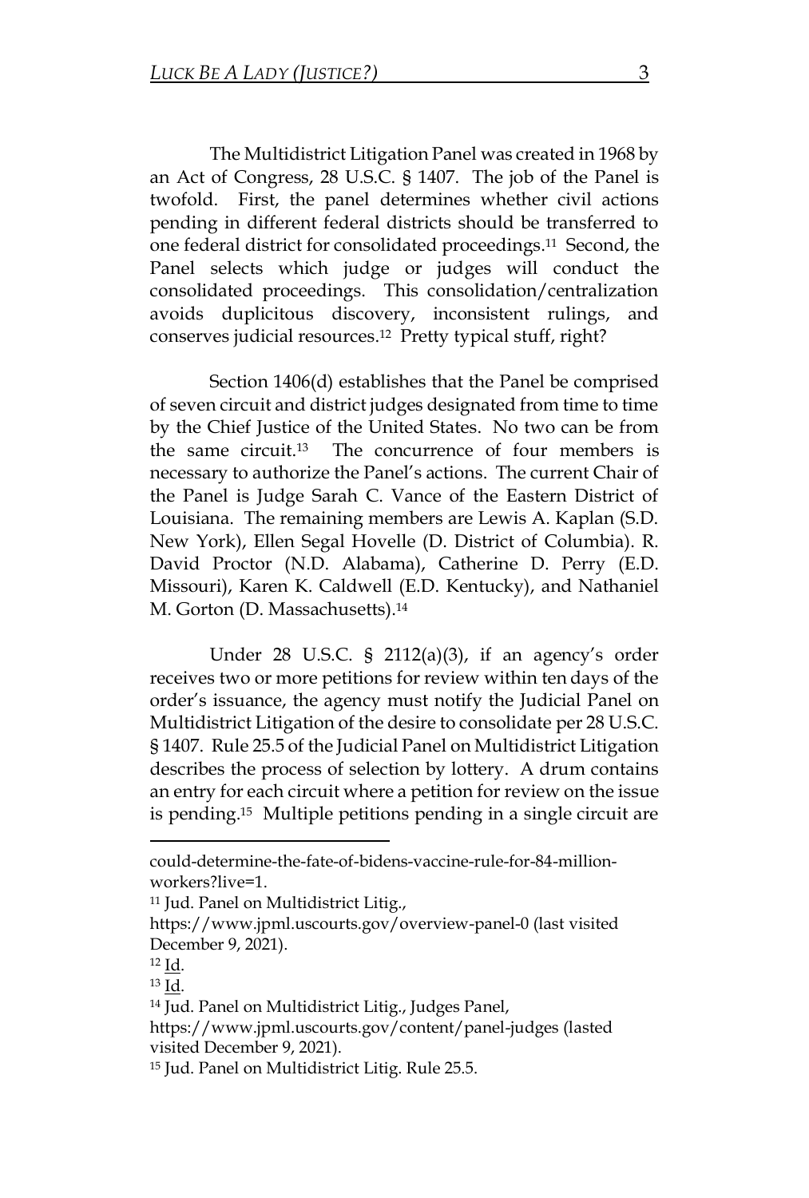The Multidistrict Litigation Panel was created in 1968 by an Act of Congress, 28 U.S.C. § 1407. The job of the Panel is twofold. First, the panel determines whether civil actions pending in different federal districts should be transferred to one federal district for consolidated proceedings.[11] Second, the Panel selects which judge or judges will conduct the consolidated proceedings. This consolidation/centralization avoids duplicitous discovery, inconsistent rulings, and conserves judicial resources.[12] Pretty typical stuff, right?

Section 1406(d) establishes that the Panel be comprised of seven circuit and district judges designated from time to time by the Chief Justice of the United States. No two can be from the same circuit.[13] The concurrence of four members is necessary to authorize the Panel's actions. The current Chair of the Panel is Judge Sarah C. Vance of the Eastern District of Louisiana. The remaining members are Lewis A. Kaplan (S.D. New York), Ellen Segal Hovelle (D. District of Columbia). R. David Proctor (N.D. Alabama), Catherine D. Perry (E.D. Missouri), Karen K. Caldwell (E.D. Kentucky), and Nathaniel M. Gorton (D. Massachusetts).[14]

Under 28 U.S.C. § 2112(a)(3), if an agency's order receives two or more petitions for review within ten days of the order's issuance, the agency must notify the Judicial Panel on Multidistrict Litigation of the desire to consolidate per 28 U.S.C. § 1407. Rule 25.5 of the Judicial Panel on Multidistrict Litigation describes the process of selection by lottery. A drum contains an entry for each circuit where a petition for review on the issue is pending.[15] Multiple petitions pending in a single circuit are

---

could-determine-the-fate-of-bidens-vaccine-rule-for-84-million-workers?live=1.

[11] Jud. Panel on Multidistrict Litig., https://www.jpml.uscourts.gov/overview-panel-0 (last visited December 9, 2021).

[12] Id.

[13] Id.

[14] Jud. Panel on Multidistrict Litig., Judges Panel, https://www.jpml.uscourts.gov/content/panel-judges (lasted visited December 9, 2021).

[15] Jud. Panel on Multidistrict Litig. Rule 25.5.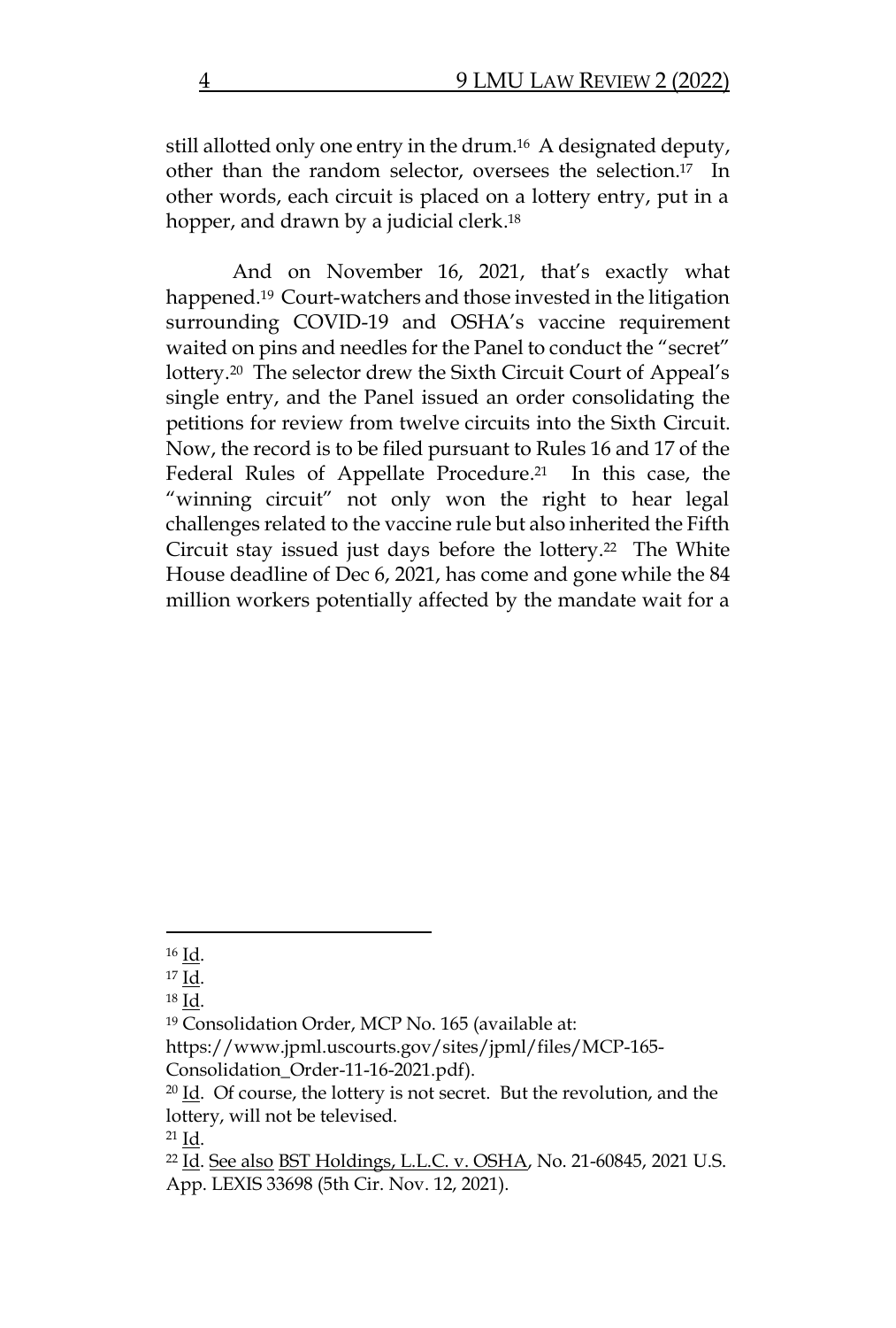still allotted only one entry in the drum.[16] A designated deputy, other than the random selector, oversees the selection.[17] In other words, each circuit is placed on a lottery entry, put in a hopper, and drawn by a judicial clerk.[18]

And on November 16, 2021, that's exactly what happened.[19] Court-watchers and those invested in the litigation surrounding COVID-19 and OSHA's vaccine requirement waited on pins and needles for the Panel to conduct the "secret" lottery.[20] The selector drew the Sixth Circuit Court of Appeal's single entry, and the Panel issued an order consolidating the petitions for review from twelve circuits into the Sixth Circuit. Now, the record is to be filed pursuant to Rules 16 and 17 of the Federal Rules of Appellate Procedure.[21] In this case, the "winning circuit" not only won the right to hear legal challenges related to the vaccine rule but also inherited the Fifth Circuit stay issued just days before the lottery.[22] The White House deadline of Dec 6, 2021, has come and gone while the 84 million workers potentially affected by the mandate wait for a

---

[16] Id.

[17] Id.

[18] Id.

[19] Consolidation Order, MCP No. 165 (available at: https://www.jpml.uscourts.gov/sites/jpml/files/MCP-165-Consolidation_Order-11-16-2021.pdf).

[20] Id. Of course, the lottery is not secret. But the revolution, and the lottery, will not be televised.

[21] Id.

[22] Id. See also BST Holdings, L.L.C. v. OSHA, No. 21-60845, 2021 U.S. App. LEXIS 33698 (5th Cir. Nov. 12, 2021).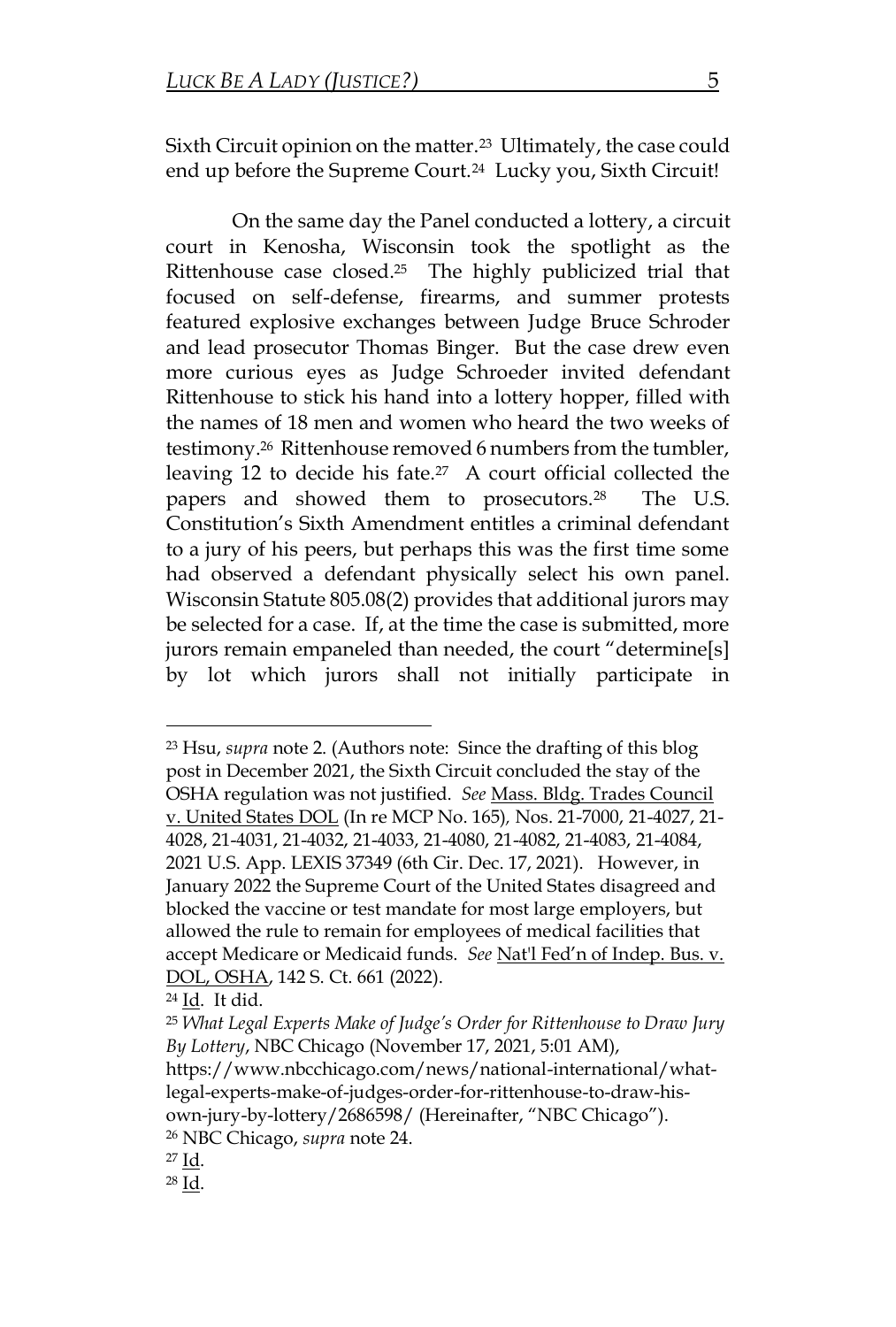Sixth Circuit opinion on the matter.[23] Ultimately, the case could end up before the Supreme Court.[24] Lucky you, Sixth Circuit!

On the same day the Panel conducted a lottery, a circuit court in Kenosha, Wisconsin took the spotlight as the Rittenhouse case closed.[25] The highly publicized trial that focused on self-defense, firearms, and summer protests featured explosive exchanges between Judge Bruce Schroder and lead prosecutor Thomas Binger. But the case drew even more curious eyes as Judge Schroeder invited defendant Rittenhouse to stick his hand into a lottery hopper, filled with the names of 18 men and women who heard the two weeks of testimony.[26] Rittenhouse removed 6 numbers from the tumbler, leaving 12 to decide his fate.[27] A court official collected the papers and showed them to prosecutors.[28] The U.S. Constitution's Sixth Amendment entitles a criminal defendant to a jury of his peers, but perhaps this was the first time some had observed a defendant physically select his own panel. Wisconsin Statute 805.08(2) provides that additional jurors may be selected for a case. If, at the time the case is submitted, more jurors remain empaneled than needed, the court "determine[s] by lot which jurors shall not initially participate in

---

[23] Hsu, *supra* note 2. (Authors note: Since the drafting of this blog post in December 2021, the Sixth Circuit concluded the stay of the OSHA regulation was not justified. *See* Mass. Bldg. Trades Council v. United States DOL (In re MCP No. 165), Nos. 21-7000, 21-4027, 21-4028, 21-4031, 21-4032, 21-4033, 21-4080, 21-4082, 21-4083, 21-4084, 2021 U.S. App. LEXIS 37349 (6th Cir. Dec. 17, 2021). However, in January 2022 the Supreme Court of the United States disagreed and blocked the vaccine or test mandate for most large employers, but allowed the rule to remain for employees of medical facilities that accept Medicare or Medicaid funds. *See* Nat'l Fed'n of Indep. Bus. v. DOL, OSHA, 142 S. Ct. 661 (2022).

[24] Id. It did.

[25] *What Legal Experts Make of Judge's Order for Rittenhouse to Draw Jury By Lottery*, NBC Chicago (November 17, 2021, 5:01 AM), https://www.nbcchicago.com/news/national-international/what-legal-experts-make-of-judges-order-for-rittenhouse-to-draw-his-own-jury-by-lottery/2686598/ (Hereinafter, "NBC Chicago").

[26] NBC Chicago, *supra* note 24.

[27] Id.

[28] Id.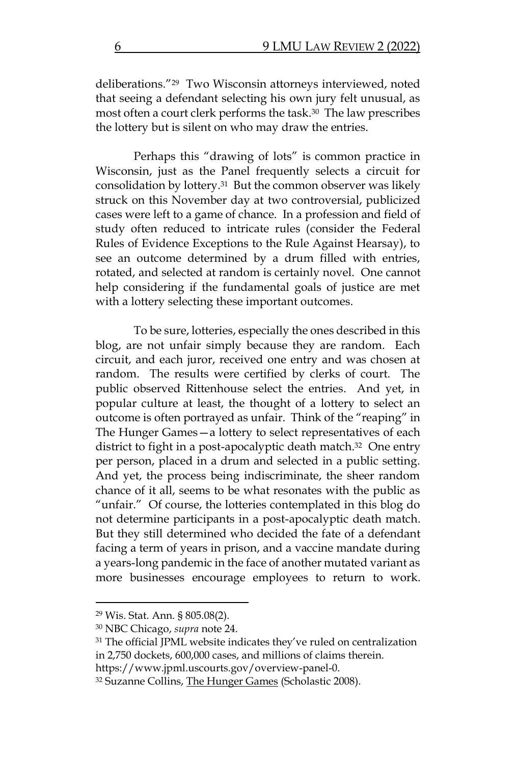deliberations."[29] Two Wisconsin attorneys interviewed, noted that seeing a defendant selecting his own jury felt unusual, as most often a court clerk performs the task.[30] The law prescribes the lottery but is silent on who may draw the entries.

Perhaps this "drawing of lots" is common practice in Wisconsin, just as the Panel frequently selects a circuit for consolidation by lottery.[31] But the common observer was likely struck on this November day at two controversial, publicized cases were left to a game of chance. In a profession and field of study often reduced to intricate rules (consider the Federal Rules of Evidence Exceptions to the Rule Against Hearsay), to see an outcome determined by a drum filled with entries, rotated, and selected at random is certainly novel. One cannot help considering if the fundamental goals of justice are met with a lottery selecting these important outcomes.

To be sure, lotteries, especially the ones described in this blog, are not unfair simply because they are random. Each circuit, and each juror, received one entry and was chosen at random. The results were certified by clerks of court. The public observed Rittenhouse select the entries. And yet, in popular culture at least, the thought of a lottery to select an outcome is often portrayed as unfair. Think of the "reaping" in The Hunger Games—a lottery to select representatives of each district to fight in a post-apocalyptic death match.[32] One entry per person, placed in a drum and selected in a public setting. And yet, the process being indiscriminate, the sheer random chance of it all, seems to be what resonates with the public as "unfair." Of course, the lotteries contemplated in this blog do not determine participants in a post-apocalyptic death match. But they still determined who decided the fate of a defendant facing a term of years in prison, and a vaccine mandate during a years-long pandemic in the face of another mutated variant as more businesses encourage employees to return to work.

---

[29] Wis. Stat. Ann. § 805.08(2).

[30] NBC Chicago, *supra* note 24.

[31] The official JPML website indicates they've ruled on centralization in 2,750 dockets, 600,000 cases, and millions of claims therein. https://www.jpml.uscourts.gov/overview-panel-0.

[32] Suzanne Collins, The Hunger Games (Scholastic 2008).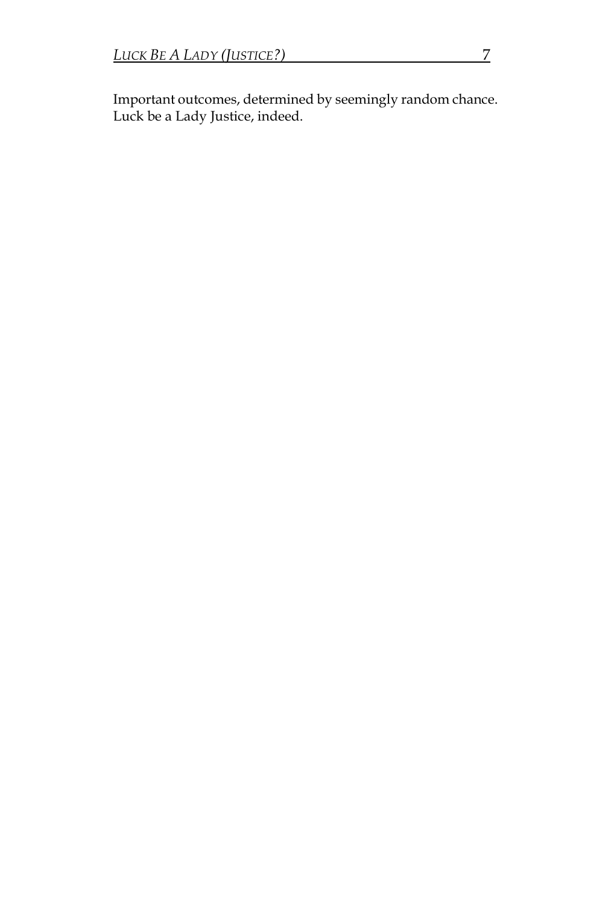Important outcomes, determined by seemingly random chance. Luck be a Lady Justice, indeed.